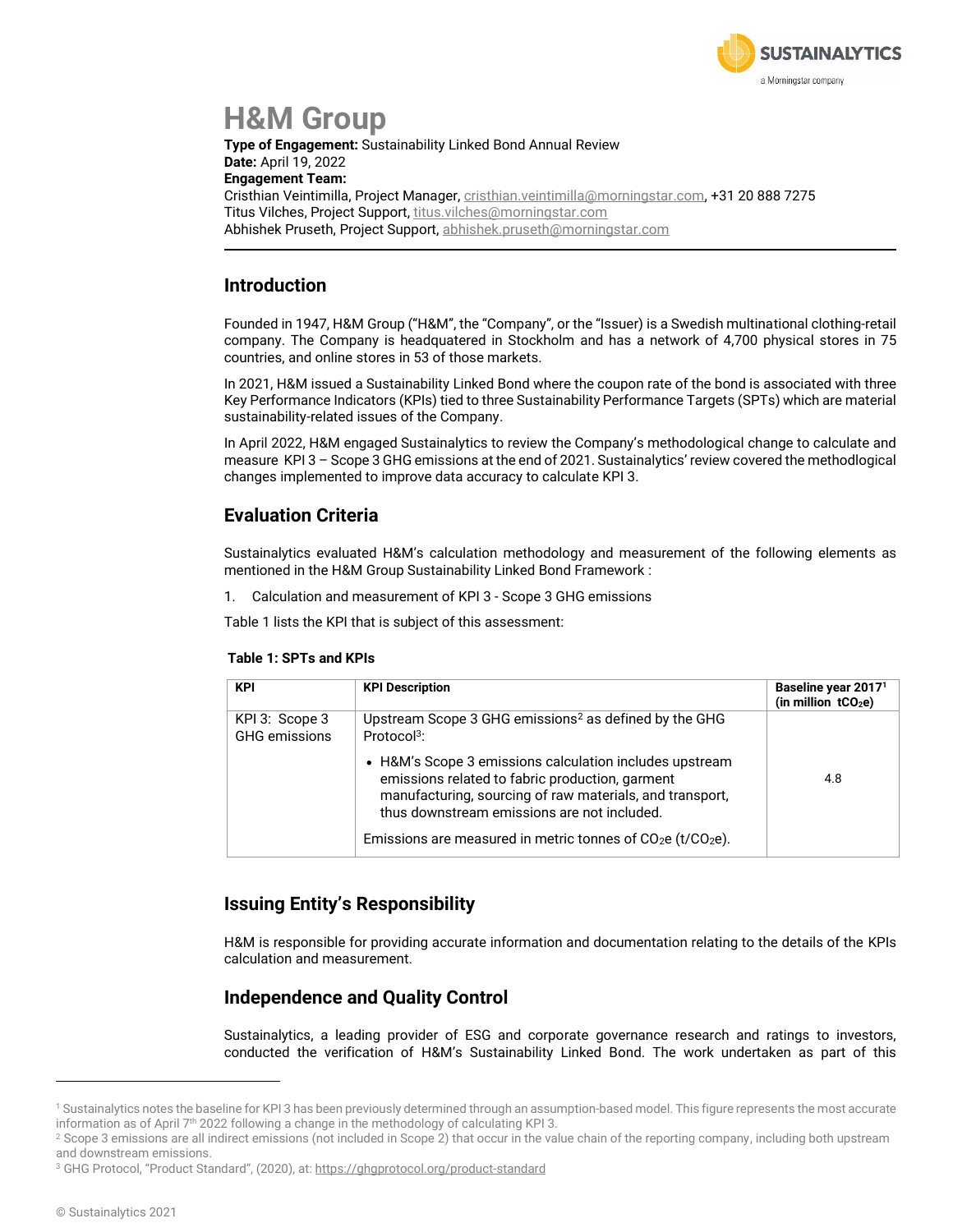# H&M Group

**Type of Engagement:** Sustainability Linked Bond Annual Review
**Date:** April 19, 2022
**Engagement Team:**
Cristhian Veintimilla, Project Manager, cristhian.veintimilla@morningstar.com, +31 20 888 7275
Titus Vilches, Project Support, titus.vilches@morningstar.com
Abhishek Pruseth, Project Support, abhishek.pruseth@morningstar.com

## Introduction

Founded in 1947, H&M Group ("H&M", the "Company", or the "Issuer) is a Swedish multinational clothing-retail company. The Company is headquatered in Stockholm and has a network of 4,700 physical stores in 75 countries, and online stores in 53 of those markets.

In 2021, H&M issued a Sustainability Linked Bond where the coupon rate of the bond is associated with three Key Performance Indicators (KPIs) tied to three Sustainability Performance Targets (SPTs) which are material sustainability-related issues of the Company.

In April 2022, H&M engaged Sustainalytics to review the Company's methodological change to calculate and measure KPI 3 – Scope 3 GHG emissions at the end of 2021. Sustainalytics' review covered the methodlogical changes implemented to improve data accuracy to calculate KPI 3.

## Evaluation Criteria

Sustainalytics evaluated H&M's calculation methodology and measurement of the following elements as mentioned in the H&M Group Sustainability Linked Bond Framework :

1. Calculation and measurement of KPI 3 - Scope 3 GHG emissions

Table 1 lists the KPI that is subject of this assessment:

**Table 1: SPTs and KPIs**

| KPI | KPI Description | Baseline year 2017[1] (in million $tCO_2e$) |
|---|---|---|
| KPI 3: Scope 3 GHG emissions | Upstream Scope 3 GHG emissions[2] as defined by the GHG Protocol[3]:<br>• H&M's Scope 3 emissions calculation includes upstream emissions related to fabric production, garment manufacturing, sourcing of raw materials, and transport, thus downstream emissions are not included.<br>Emissions are measured in metric tonnes of $CO_{2}e$ ($t/CO_2e$). | 4.8 |

## Issuing Entity's Responsibility

H&M is responsible for providing accurate information and documentation relating to the details of the KPIs calculation and measurement.

## Independence and Quality Control

Sustainalytics, a leading provider of ESG and corporate governance research and ratings to investors, conducted the verification of H&M's Sustainability Linked Bond. The work undertaken as part of this

---

[1] Sustainalytics notes the baseline for KPI 3 has been previously determined through an assumption-based model. This figure represents the most accurate information as of April 7th 2022 following a change in the methodology of calculating KPI 3.

[2] Scope 3 emissions are all indirect emissions (not included in Scope 2) that occur in the value chain of the reporting company, including both upstream and downstream emissions.

[3] GHG Protocol, "Product Standard", (2020), at: https://ghgprotocol.org/product-standard

© Sustainalytics 2021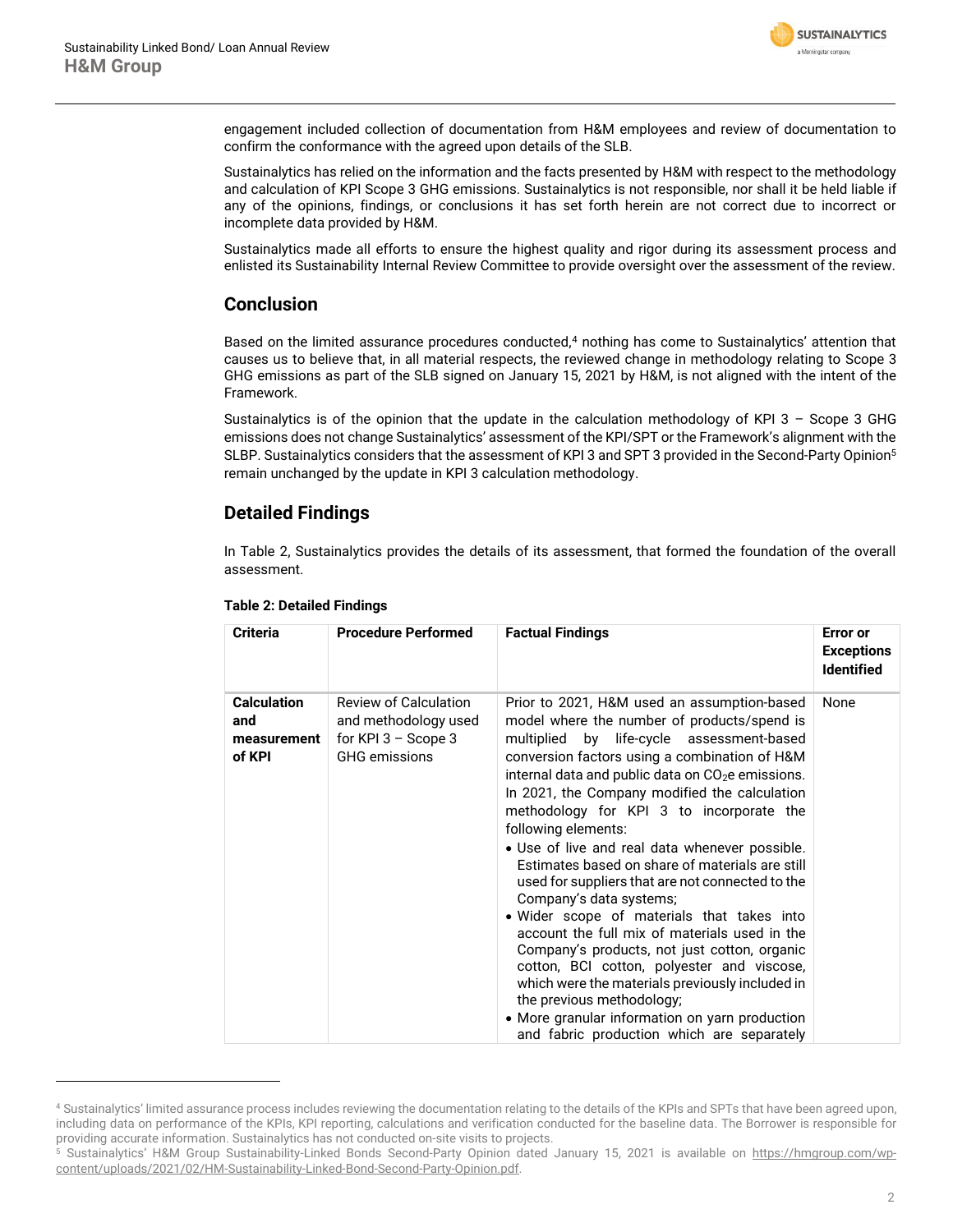engagement included collection of documentation from H&M employees and review of documentation to confirm the conformance with the agreed upon details of the SLB.

Sustainalytics has relied on the information and the facts presented by H&M with respect to the methodology and calculation of KPI Scope 3 GHG emissions. Sustainalytics is not responsible, nor shall it be held liable if any of the opinions, findings, or conclusions it has set forth herein are not correct due to incorrect or incomplete data provided by H&M.

Sustainalytics made all efforts to ensure the highest quality and rigor during its assessment process and enlisted its Sustainability Internal Review Committee to provide oversight over the assessment of the review.

## Conclusion

Based on the limited assurance procedures conducted,[4] nothing has come to Sustainalytics' attention that causes us to believe that, in all material respects, the reviewed change in methodology relating to Scope 3 GHG emissions as part of the SLB signed on January 15, 2021 by H&M, is not aligned with the intent of the Framework.

Sustainalytics is of the opinion that the update in the calculation methodology of KPI 3 – Scope 3 GHG emissions does not change Sustainalytics' assessment of the KPI/SPT or the Framework's alignment with the SLBP. Sustainalytics considers that the assessment of KPI 3 and SPT 3 provided in the Second-Party Opinion[5] remain unchanged by the update in KPI 3 calculation methodology.

## Detailed Findings

In Table 2, Sustainalytics provides the details of its assessment, that formed the foundation of the overall assessment.

**Table 2: Detailed Findings**

| Criteria | Procedure Performed | Factual Findings | Error or Exceptions Identified |
|---|---|---|---|
| **Calculation and measurement of KPI** | Review of Calculation and methodology used for KPI 3 – Scope 3 GHG emissions | Prior to 2021, H&M used an assumption-based model where the number of products/spend is multiplied by life-cycle assessment-based conversion factors using a combination of H&M internal data and public data on $CO_2$e emissions. In 2021, the Company modified the calculation methodology for KPI 3 to incorporate the following elements:<br>• Use of live and real data whenever possible. Estimates based on share of materials are still used for suppliers that are not connected to the Company's data systems;<br>• Wider scope of materials that takes into account the full mix of materials used in the Company's products, not just cotton, organic cotton, BCI cotton, polyester and viscose, which were the materials previously included in the previous methodology;<br>• More granular information on yarn production and fabric production which are separately | None |

[4] Sustainalytics' limited assurance process includes reviewing the documentation relating to the details of the KPIs and SPTs that have been agreed upon, including data on performance of the KPIs, KPI reporting, calculations and verification conducted for the baseline data. The Borrower is responsible for providing accurate information. Sustainalytics has not conducted on-site visits to projects.

[5] Sustainalytics' H&M Group Sustainability-Linked Bonds Second-Party Opinion dated January 15, 2021 is available on https://hmgroup.com/wp-content/uploads/2021/02/HM-Sustainability-Linked-Bond-Second-Party-Opinion.pdf.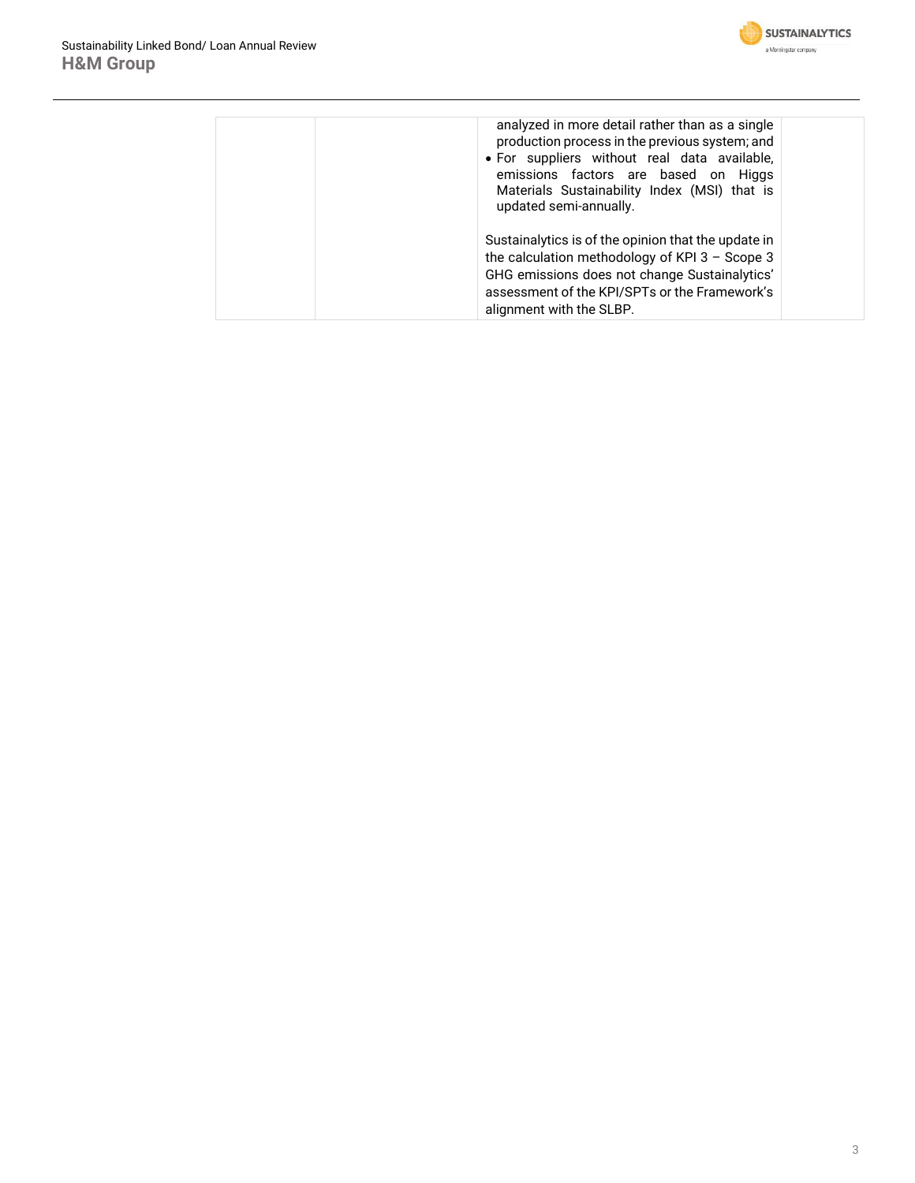| | | analyzed in more detail rather than as a single production process in the previous system; and<br>• For suppliers without real data available, emissions factors are based on Higgs Materials Sustainability Index (MSI) that is updated semi-annually.<br><br>Sustainalytics is of the opinion that the update in the calculation methodology of KPI 3 – Scope 3 GHG emissions does not change Sustainalytics' assessment of the KPI/SPTs or the Framework's alignment with the SLBP. | |
|---|---|---|---|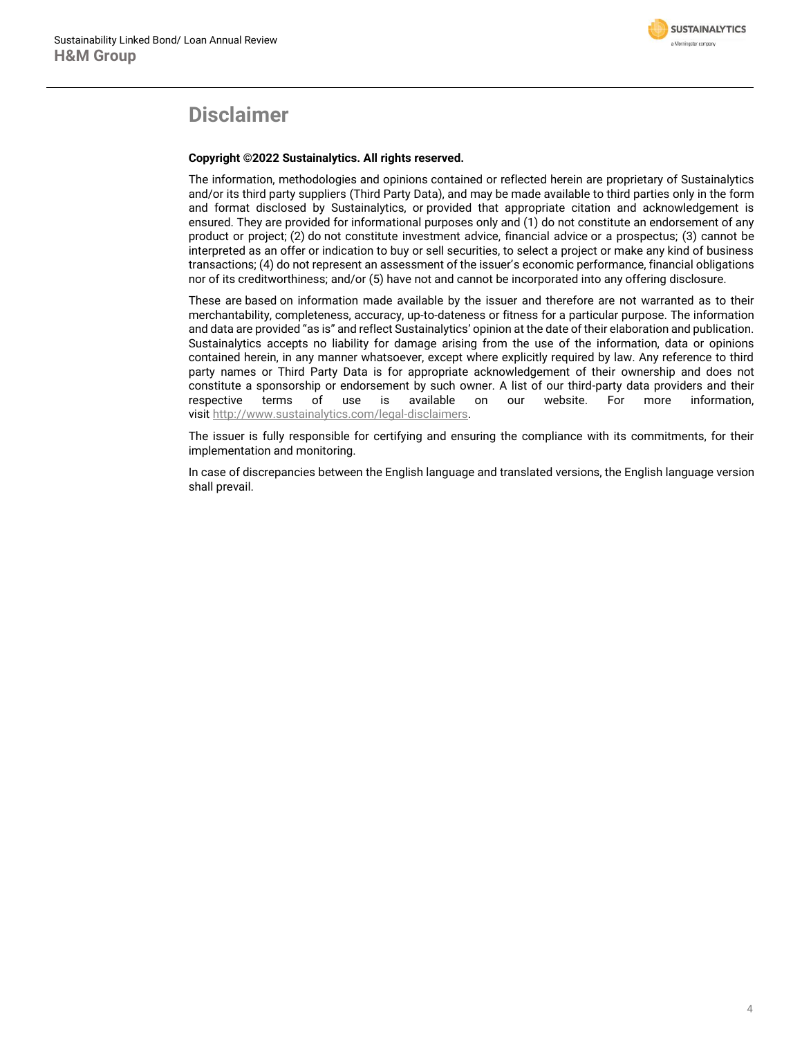# Disclaimer

**Copyright ©2022 Sustainalytics. All rights reserved.**

The information, methodologies and opinions contained or reflected herein are proprietary of Sustainalytics and/or its third party suppliers (Third Party Data), and may be made available to third parties only in the form and format disclosed by Sustainalytics, or provided that appropriate citation and acknowledgement is ensured. They are provided for informational purposes only and (1) do not constitute an endorsement of any product or project; (2) do not constitute investment advice, financial advice or a prospectus; (3) cannot be interpreted as an offer or indication to buy or sell securities, to select a project or make any kind of business transactions; (4) do not represent an assessment of the issuer's economic performance, financial obligations nor of its creditworthiness; and/or (5) have not and cannot be incorporated into any offering disclosure.

These are based on information made available by the issuer and therefore are not warranted as to their merchantability, completeness, accuracy, up-to-dateness or fitness for a particular purpose. The information and data are provided "as is" and reflect Sustainalytics' opinion at the date of their elaboration and publication. Sustainalytics accepts no liability for damage arising from the use of the information, data or opinions contained herein, in any manner whatsoever, except where explicitly required by law. Any reference to third party names or Third Party Data is for appropriate acknowledgement of their ownership and does not constitute a sponsorship or endorsement by such owner. A list of our third-party data providers and their respective terms of use is available on our website. For more information, visit http://www.sustainalytics.com/legal-disclaimers.

The issuer is fully responsible for certifying and ensuring the compliance with its commitments, for their implementation and monitoring.

In case of discrepancies between the English language and translated versions, the English language version shall prevail.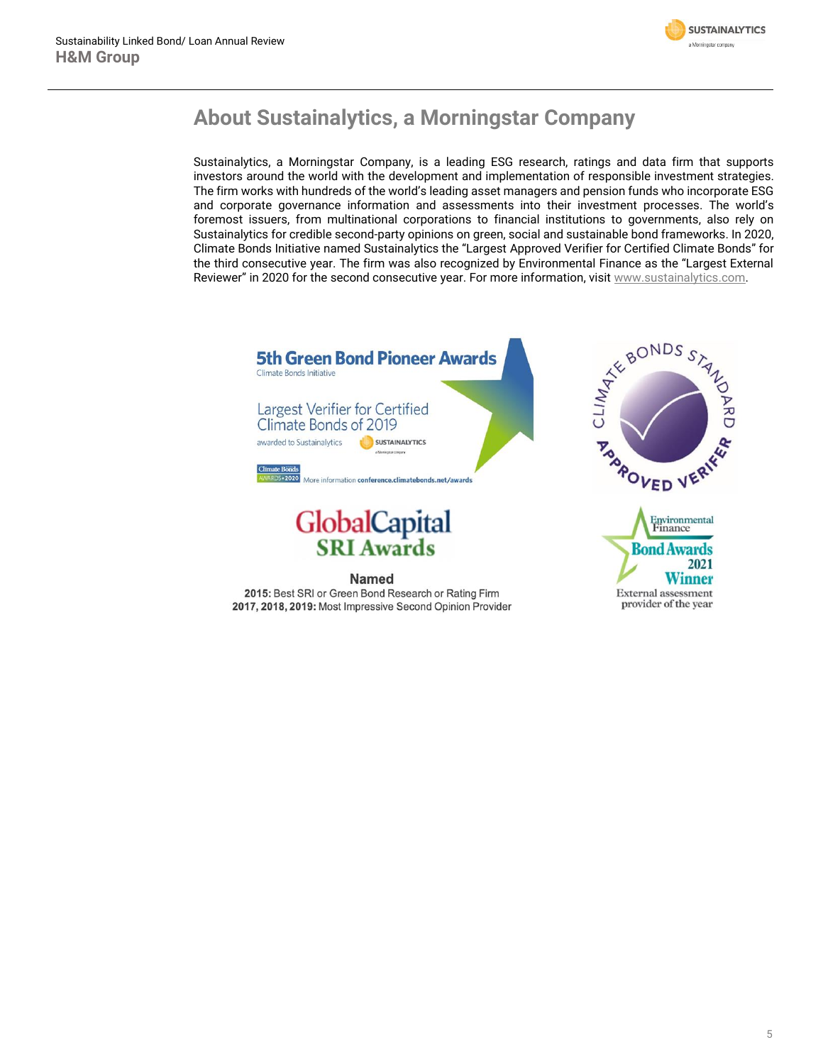# About Sustainalytics, a Morningstar Company

Sustainalytics, a Morningstar Company, is a leading ESG research, ratings and data firm that supports investors around the world with the development and implementation of responsible investment strategies. The firm works with hundreds of the world's leading asset managers and pension funds who incorporate ESG and corporate governance information and assessments into their investment processes. The world's foremost issuers, from multinational corporations to financial institutions to governments, also rely on Sustainalytics for credible second-party opinions on green, social and sustainable bond frameworks. In 2020, Climate Bonds Initiative named Sustainalytics the "Largest Approved Verifier for Certified Climate Bonds" for the third consecutive year. The firm was also recognized by Environmental Finance as the "Largest External Reviewer" in 2020 for the second consecutive year. For more information, visit www.sustainalytics.com.

5th Green Bond Pioneer Awards
Climate Bonds Initiative

Largest Verifier for Certified Climate Bonds of 2019
awarded to Sustainalytics

Climate Bonds AWARDS 2020 More information conference.climatebonds.net/awards

CLIMATE BONDS STANDARD APPROVED VERIFIER

GlobalCapital SRI Awards

**Named**
**2015:** Best SRI or Green Bond Research or Rating Firm
**2017, 2018, 2019:** Most Impressive Second Opinion Provider

Environmental Finance Bond Awards 2021 Winner
External assessment provider of the year